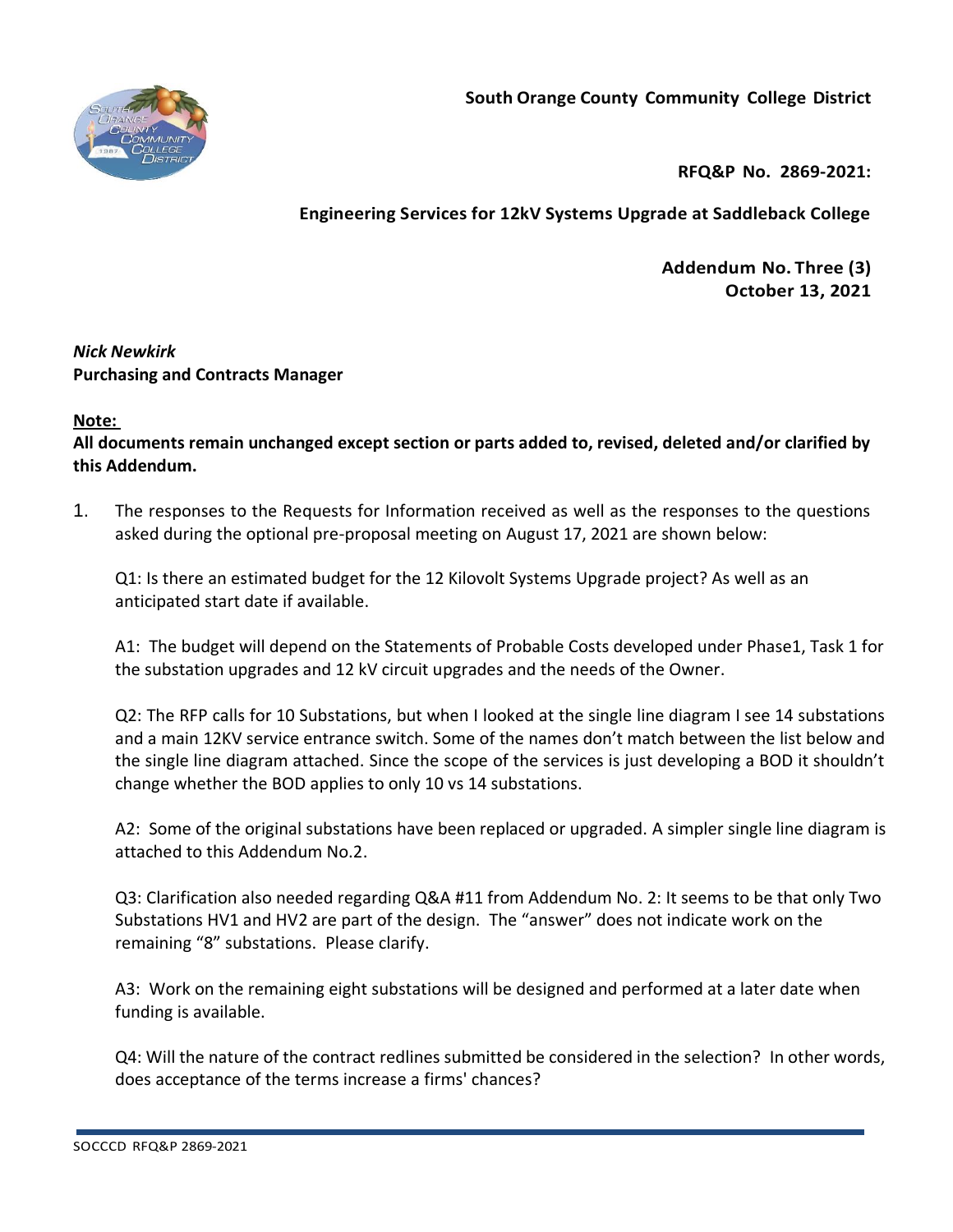**South Orange County Community College District**

**RFQ&P No. 2869-2021:**

**Engineering Services for 12kV Systems Upgrade at Saddleback College**

**Addendum No. Three (3)**
**October 13, 2021**

***Nick Newkirk***
**Purchasing and Contracts Manager**

**Note:**
**All documents remain unchanged except section or parts added to, revised, deleted and/or clarified by this Addendum.**

1. The responses to the Requests for Information received as well as the responses to the questions asked during the optional pre-proposal meeting on August 17, 2021 are shown below:

   Q1: Is there an estimated budget for the 12 Kilovolt Systems Upgrade project? As well as an anticipated start date if available.

   A1: The budget will depend on the Statements of Probable Costs developed under Phase1, Task 1 for the substation upgrades and 12 kV circuit upgrades and the needs of the Owner.

   Q2: The RFP calls for 10 Substations, but when I looked at the single line diagram I see 14 substations and a main 12KV service entrance switch. Some of the names don't match between the list below and the single line diagram attached. Since the scope of the services is just developing a BOD it shouldn't change whether the BOD applies to only 10 vs 14 substations.

   A2: Some of the original substations have been replaced or upgraded. A simpler single line diagram is attached to this Addendum No.2.

   Q3: Clarification also needed regarding Q&A #11 from Addendum No. 2: It seems to be that only Two Substations HV1 and HV2 are part of the design. The "answer" does not indicate work on the remaining "8" substations. Please clarify.

   A3: Work on the remaining eight substations will be designed and performed at a later date when funding is available.

   Q4: Will the nature of the contract redlines submitted be considered in the selection? In other words, does acceptance of the terms increase a firms' chances?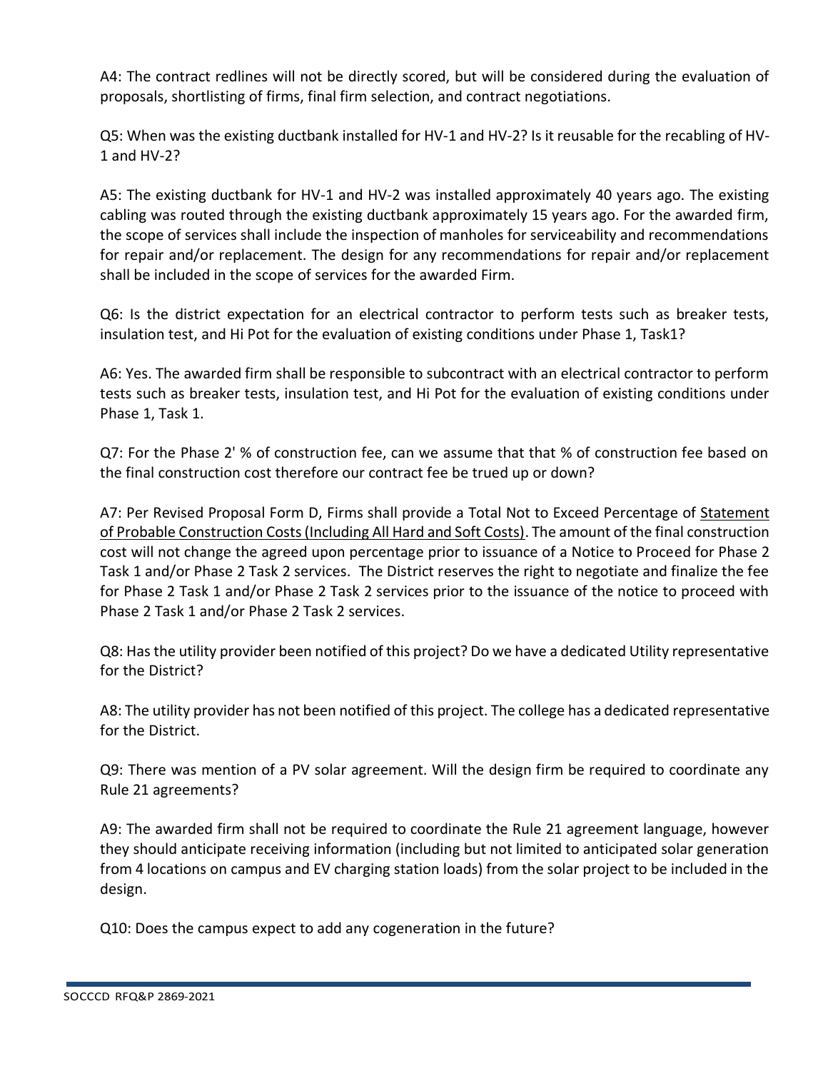A4: The contract redlines will not be directly scored, but will be considered during the evaluation of proposals, shortlisting of firms, final firm selection, and contract negotiations.

Q5: When was the existing ductbank installed for HV-1 and HV-2? Is it reusable for the recabling of HV-1 and HV-2?

A5: The existing ductbank for HV-1 and HV-2 was installed approximately 40 years ago. The existing cabling was routed through the existing ductbank approximately 15 years ago. For the awarded firm, the scope of services shall include the inspection of manholes for serviceability and recommendations for repair and/or replacement. The design for any recommendations for repair and/or replacement shall be included in the scope of services for the awarded Firm.

Q6: Is the district expectation for an electrical contractor to perform tests such as breaker tests, insulation test, and Hi Pot for the evaluation of existing conditions under Phase 1, Task1?

A6: Yes. The awarded firm shall be responsible to subcontract with an electrical contractor to perform tests such as breaker tests, insulation test, and Hi Pot for the evaluation of existing conditions under Phase 1, Task 1.

Q7: For the Phase 2' % of construction fee, can we assume that that % of construction fee based on the final construction cost therefore our contract fee be trued up or down?

A7: Per Revised Proposal Form D, Firms shall provide a Total Not to Exceed Percentage of <u>Statement of Probable Construction Costs (Including All Hard and Soft Costs)</u>. The amount of the final construction cost will not change the agreed upon percentage prior to issuance of a Notice to Proceed for Phase 2 Task 1 and/or Phase 2 Task 2 services. The District reserves the right to negotiate and finalize the fee for Phase 2 Task 1 and/or Phase 2 Task 2 services prior to the issuance of the notice to proceed with Phase 2 Task 1 and/or Phase 2 Task 2 services.

Q8: Has the utility provider been notified of this project? Do we have a dedicated Utility representative for the District?

A8: The utility provider has not been notified of this project. The college has a dedicated representative for the District.

Q9: There was mention of a PV solar agreement. Will the design firm be required to coordinate any Rule 21 agreements?

A9: The awarded firm shall not be required to coordinate the Rule 21 agreement language, however they should anticipate receiving information (including but not limited to anticipated solar generation from 4 locations on campus and EV charging station loads) from the solar project to be included in the design.

Q10: Does the campus expect to add any cogeneration in the future?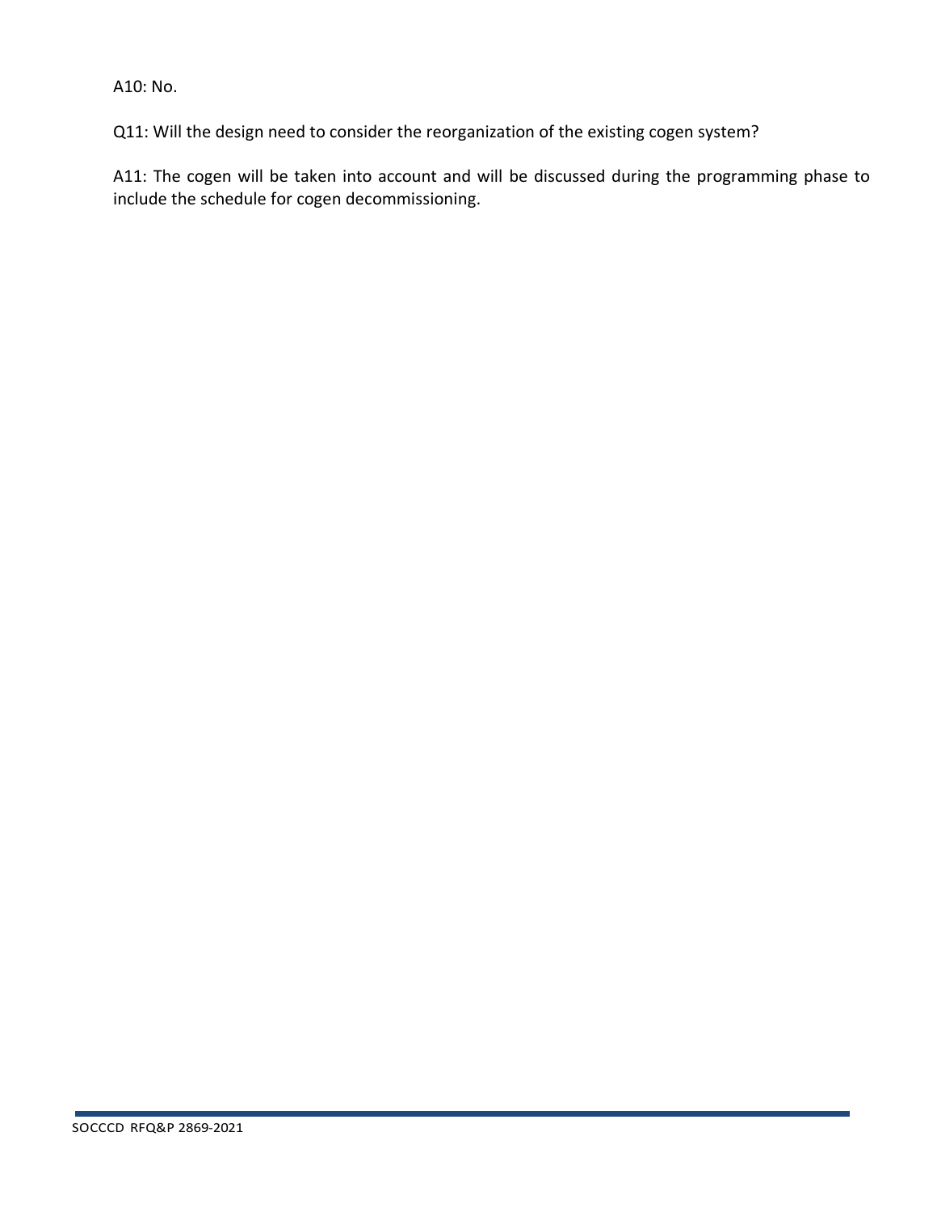A10: No.

Q11: Will the design need to consider the reorganization of the existing cogen system?

A11: The cogen will be taken into account and will be discussed during the programming phase to include the schedule for cogen decommissioning.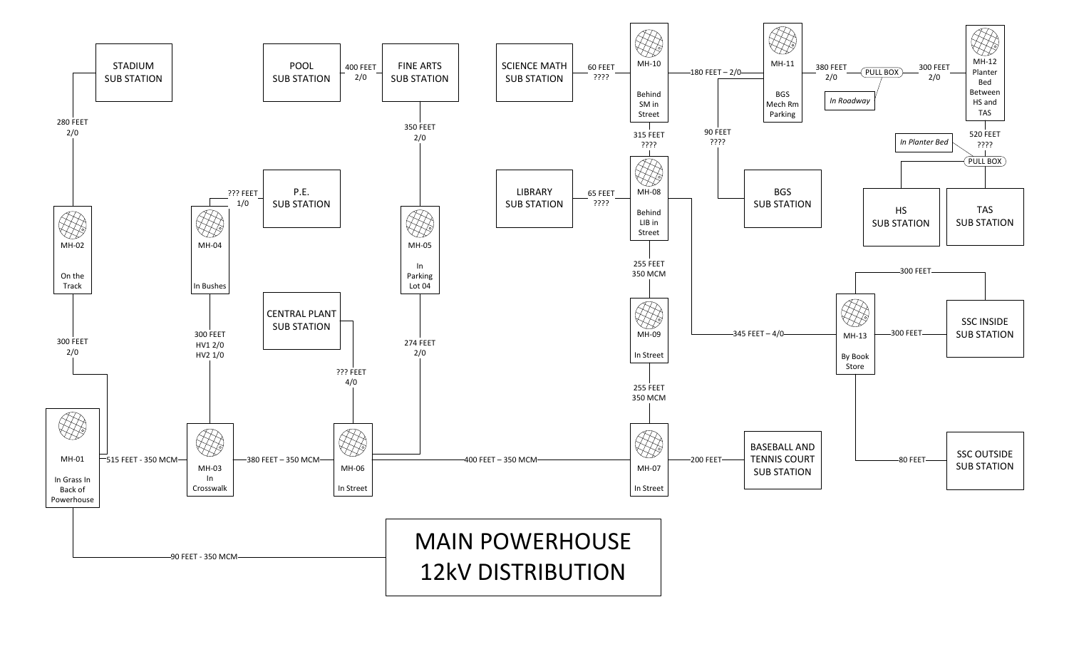STADIUM
SUB STATION

POOL
SUB STATION

400 FEET
2/0

FINE ARTS
SUB STATION

SCIENCE MATH
SUB STATION

60 FEET
????

MH-10

Behind
SM in
Street

180 FEET – 2/0

MH-11

BGS
Mech Rm
Parking

380 FEET
2/0

PULL BOX

In Roadway

300 FEET
2/0

MH-12
Planter
Bed
Between
HS and
TAS

280 FEET
2/0

350 FEET
2/0

315 FEET
????

90 FEET
????

520 FEET
????

In Planter Bed

PULL BOX

P.E.
SUB STATION

??? FEET
1/0

LIBRARY
SUB STATION

65 FEET
????

MH-08

Behind
LIB in
Street

BGS
SUB STATION

HS
SUB STATION

TAS
SUB STATION

MH-02

On the
Track

MH-04

In Bushes

MH-05

In
Parking
Lot 04

255 FEET
350 MCM

300 FEET

CENTRAL PLANT
SUB STATION

MH-09

In Street

345 FEET – 4/0

MH-13

By Book
Store

300 FEET

SSC INSIDE
SUB STATION

300 FEET
2/0

300 FEET
HV1 2/0
HV2 1/0

274 FEET
2/0

??? FEET
4/0

255 FEET
350 MCM

MH-01

In Grass In
Back of
Powerhouse

515 FEET - 350 MCM

MH-03

In
Crosswalk

380 FEET – 350 MCM

MH-06

In Street

400 FEET – 350 MCM

MH-07

In Street

200 FEET

BASEBALL AND
TENNIS COURT
SUB STATION

80 FEET

SSC OUTSIDE
SUB STATION

90 FEET - 350 MCM

MAIN POWERHOUSE
12kV DISTRIBUTION